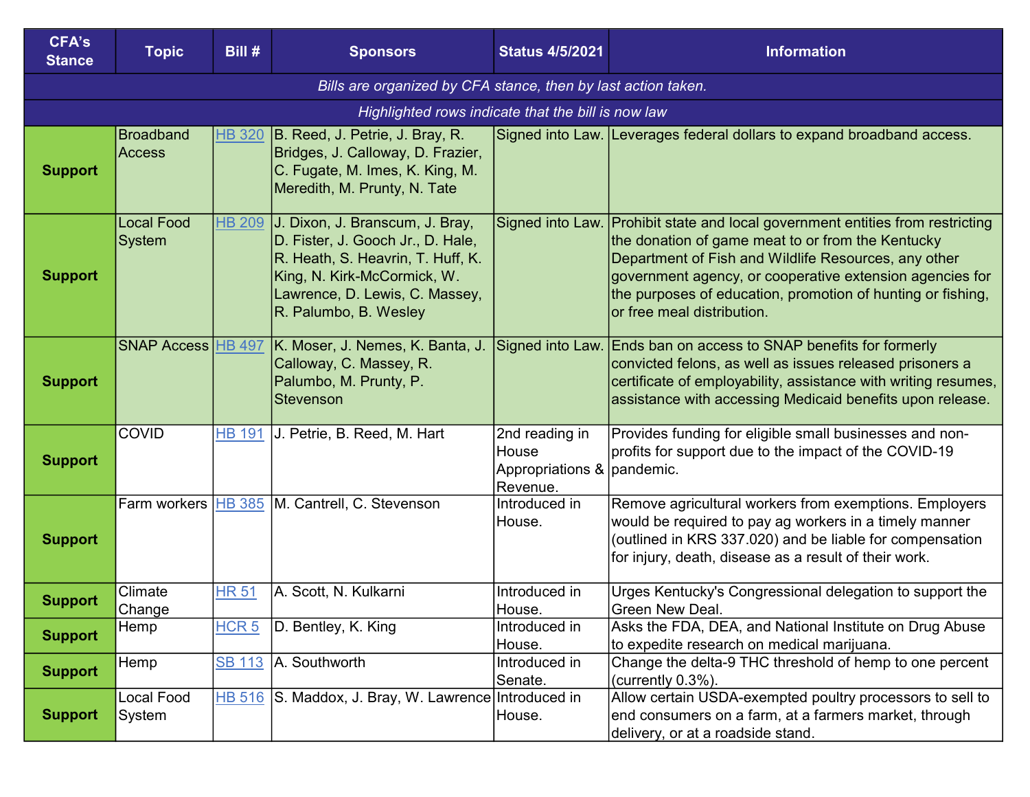| CFA's Stance | Topic | Bill # | Sponsors | Status 4/5/2021 | Information |
|---|---|---|---|---|---|
| *Bills are organized by CFA stance, then by last action taken.* | | | | | |
| *Highlighted rows indicate that the bill is now law* | | | | | |
| **Support** | Broadband Access | HB 320 | B. Reed, J. Petrie, J. Bray, R. Bridges, J. Calloway, D. Frazier, C. Fugate, M. Imes, K. King, M. Meredith, M. Prunty, N. Tate | Signed into Law. | Leverages federal dollars to expand broadband access. |
| **Support** | Local Food System | HB 209 | J. Dixon, J. Branscum, J. Bray, D. Fister, J. Gooch Jr., D. Hale, R. Heath, S. Heavrin, T. Huff, K. King, N. Kirk-McCormick, W. Lawrence, D. Lewis, C. Massey, R. Palumbo, B. Wesley | Signed into Law. | Prohibit state and local government entities from restricting the donation of game meat to or from the Kentucky Department of Fish and Wildlife Resources, any other government agency, or cooperative extension agencies for the purposes of education, promotion of hunting or fishing, or free meal distribution. |
| **Support** | SNAP Access | HB 497 | K. Moser, J. Nemes, K. Banta, J. Calloway, C. Massey, R. Palumbo, M. Prunty, P. Stevenson | Signed into Law. | Ends ban on access to SNAP benefits for formerly convicted felons, as well as issues released prisoners a certificate of employability, assistance with writing resumes, assistance with accessing Medicaid benefits upon release. |
| **Support** | COVID | HB 191 | J. Petrie, B. Reed, M. Hart | 2nd reading in House Appropriations & Revenue. | Provides funding for eligible small businesses and non-profits for support due to the impact of the COVID-19 pandemic. |
| **Support** | Farm workers | HB 385 | M. Cantrell, C. Stevenson | Introduced in House. | Remove agricultural workers from exemptions. Employers would be required to pay ag workers in a timely manner (outlined in KRS 337.020) and be liable for compensation for injury, death, disease as a result of their work. |
| **Support** | Climate Change | HR 51 | A. Scott, N. Kulkarni | Introduced in House. | Urges Kentucky's Congressional delegation to support the Green New Deal. |
| **Support** | Hemp | HCR 5 | D. Bentley, K. King | Introduced in House. | Asks the FDA, DEA, and National Institute on Drug Abuse to expedite research on medical marijuana. |
| **Support** | Hemp | SB 113 | A. Southworth | Introduced in Senate. | Change the delta-9 THC threshold of hemp to one percent (currently 0.3%). |
| **Support** | Local Food System | HB 516 | S. Maddox, J. Bray, W. Lawrence | Introduced in House. | Allow certain USDA-exempted poultry processors to sell to end consumers on a farm, at a farmers market, through delivery, or at a roadside stand. |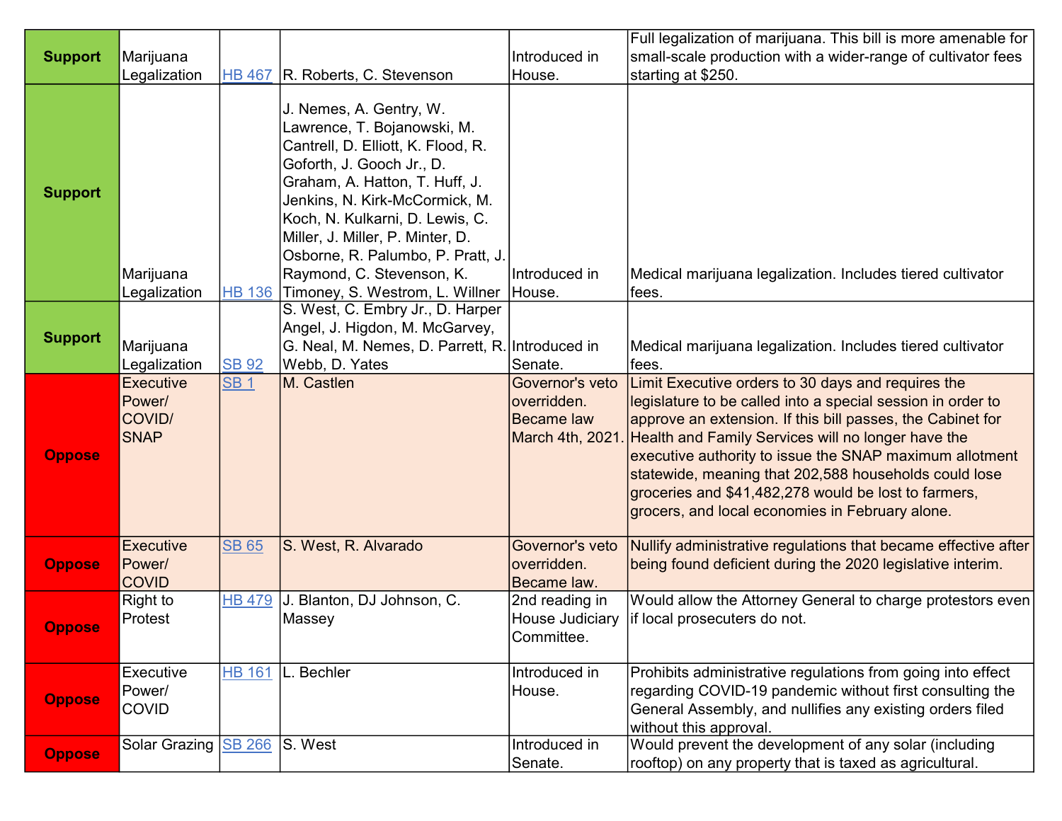| Support | Marijuana Legalization | HB 467 | R. Roberts, C. Stevenson | Introduced in House. | Full legalization of marijuana. This bill is more amenable for small-scale production with a wider-range of cultivator fees starting at $250. |
|---|---|---|---|---|---|
| Support | Marijuana Legalization | HB 136 | J. Nemes, A. Gentry, W. Lawrence, T. Bojanowski, M. Cantrell, D. Elliott, K. Flood, R. Goforth, J. Gooch Jr., D. Graham, A. Hatton, T. Huff, J. Jenkins, N. Kirk-McCormick, M. Koch, N. Kulkarni, D. Lewis, C. Miller, J. Miller, P. Minter, D. Osborne, R. Palumbo, P. Pratt, J. Raymond, C. Stevenson, K. Timoney, S. Westrom, L. Willner | Introduced in House. | Medical marijuana legalization. Includes tiered cultivator fees. |
| Support | Marijuana Legalization | SB 92 | S. West, C. Embry Jr., D. Harper Angel, J. Higdon, M. McGarvey, G. Neal, M. Nemes, D. Parrett, R. Webb, D. Yates | Introduced in Senate. | Medical marijuana legalization. Includes tiered cultivator fees. |
| Oppose | Executive Power/ COVID/ SNAP | SB 1 | M. Castlen | Governor's veto overridden. Became law March 4th, 2021. | Limit Executive orders to 30 days and requires the legislature to be called into a special session in order to approve an extension. If this bill passes, the Cabinet for Health and Family Services will no longer have the executive authority to issue the SNAP maximum allotment statewide, meaning that 202,588 households could lose groceries and $41,482,278 would be lost to farmers, grocers, and local economies in February alone. |
| Oppose | Executive Power/ COVID | SB 65 | S. West, R. Alvarado | Governor's veto overridden. Became law. | Nullify administrative regulations that became effective after being found deficient during the 2020 legislative interim. |
| Oppose | Right to Protest | HB 479 | J. Blanton, DJ Johnson, C. Massey | 2nd reading in House Judiciary Committee. | Would allow the Attorney General to charge protestors even if local prosecuters do not. |
| Oppose | Executive Power/ COVID | HB 161 | L. Bechler | Introduced in House. | Prohibits administrative regulations from going into effect regarding COVID-19 pandemic without first consulting the General Assembly, and nullifies any existing orders filed without this approval. |
| Oppose | Solar Grazing | SB 266 | S. West | Introduced in Senate. | Would prevent the development of any solar (including rooftop) on any property that is taxed as agricultural. |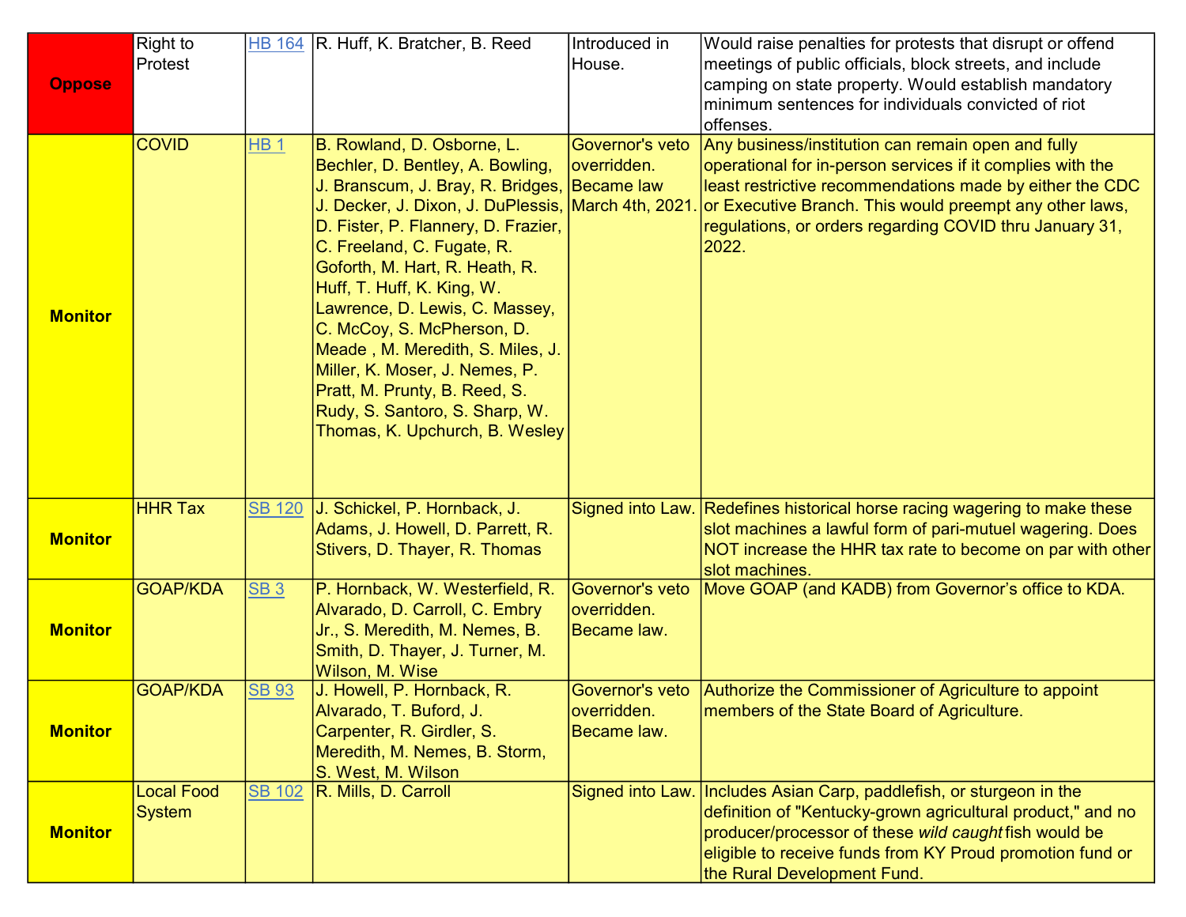| | | | | | |
|---|---|---|---|---|---|
| **Oppose** | Right to Protest | HB 164 | R. Huff, K. Bratcher, B. Reed | Introduced in House. | Would raise penalties for protests that disrupt or offend meetings of public officials, block streets, and include camping on state property. Would establish mandatory minimum sentences for individuals convicted of riot offenses. |
| **Monitor** | COVID | HB 1 | B. Rowland, D. Osborne, L. Bechler, D. Bentley, A. Bowling, J. Branscum, J. Bray, R. Bridges, J. Decker, J. Dixon, J. DuPlessis, D. Fister, P. Flannery, D. Frazier, C. Freeland, C. Fugate, R. Goforth, M. Hart, R. Heath, R. Huff, T. Huff, K. King, W. Lawrence, D. Lewis, C. Massey, C. McCoy, S. McPherson, D. Meade , M. Meredith, S. Miles, J. Miller, K. Moser, J. Nemes, P. Pratt, M. Prunty, B. Reed, S. Rudy, S. Santoro, S. Sharp, W. Thomas, K. Upchurch, B. Wesley | Governor's veto overridden. Became law March 4th, 2021. | Any business/institution can remain open and fully operational for in-person services if it complies with the least restrictive recommendations made by either the CDC or Executive Branch. This would preempt any other laws, regulations, or orders regarding COVID thru January 31, 2022. |
| **Monitor** | HHR Tax | SB 120 | J. Schickel, P. Hornback, J. Adams, J. Howell, D. Parrett, R. Stivers, D. Thayer, R. Thomas | Signed into Law. | Redefines historical horse racing wagering to make these slot machines a lawful form of pari-mutuel wagering. Does NOT increase the HHR tax rate to become on par with other slot machines. |
| **Monitor** | GOAP/KDA | SB 3 | P. Hornback, W. Westerfield, R. Alvarado, D. Carroll, C. Embry Jr., S. Meredith, M. Nemes, B. Smith, D. Thayer, J. Turner, M. Wilson, M. Wise | Governor's veto overridden. Became law. | Move GOAP (and KADB) from Governor's office to KDA. |
| **Monitor** | GOAP/KDA | SB 93 | J. Howell, P. Hornback, R. Alvarado, T. Buford, J. Carpenter, R. Girdler, S. Meredith, M. Nemes, B. Storm, S. West, M. Wilson | Governor's veto overridden. Became law. | Authorize the Commissioner of Agriculture to appoint members of the State Board of Agriculture. |
| **Monitor** | Local Food System | SB 102 | R. Mills, D. Carroll | Signed into Law. | Includes Asian Carp, paddlefish, or sturgeon in the definition of "Kentucky-grown agricultural product," and no producer/processor of these *wild caught* fish would be eligible to receive funds from KY Proud promotion fund or the Rural Development Fund. |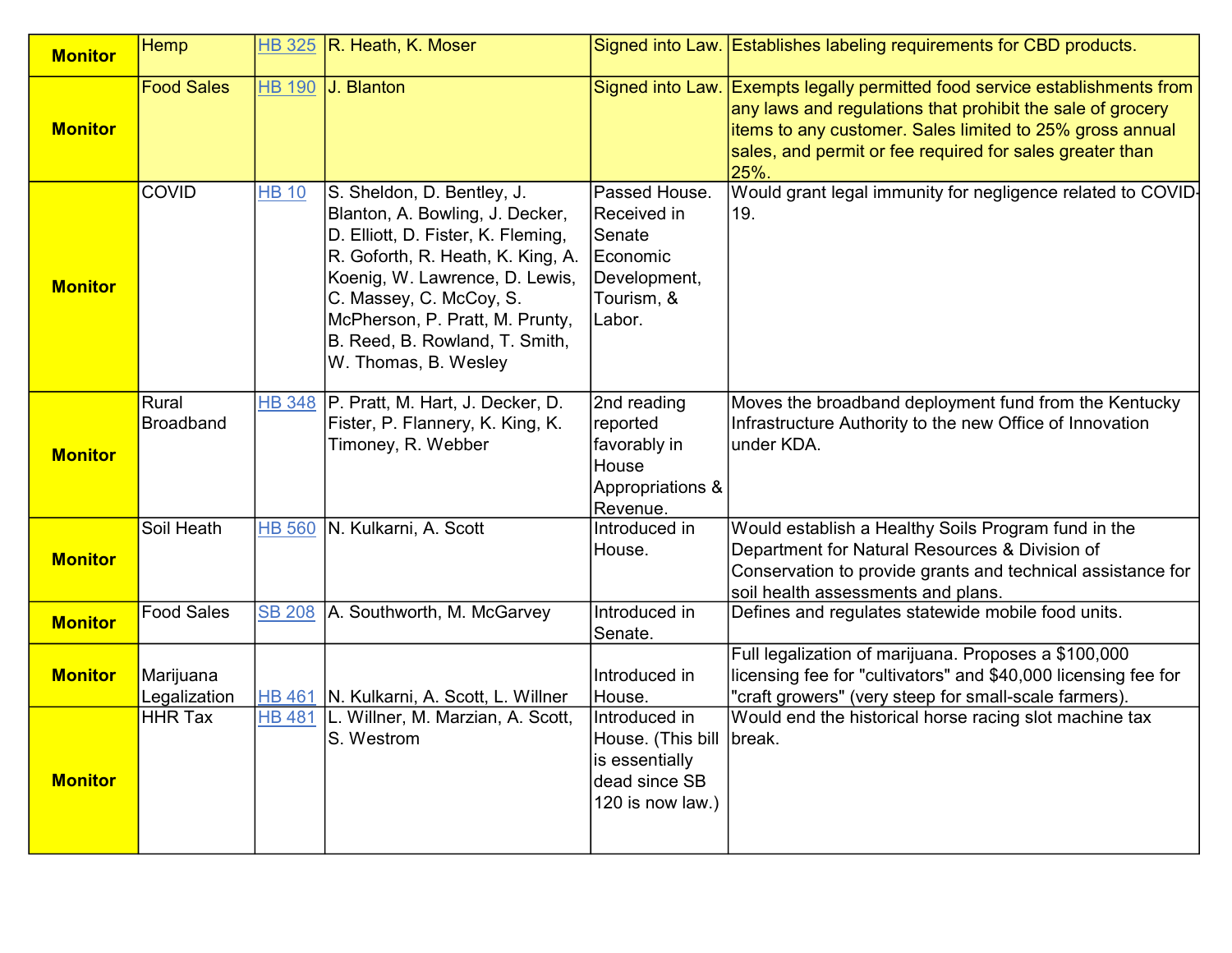| | | | | | |
|---|---|---|---|---|---|
| **Monitor** | Hemp | HB 325 | R. Heath, K. Moser | Signed into Law. | Establishes labeling requirements for CBD products. |
| **Monitor** | Food Sales | HB 190 | J. Blanton | Signed into Law. | Exempts legally permitted food service establishments from any laws and regulations that prohibit the sale of grocery items to any customer. Sales limited to 25% gross annual sales, and permit or fee required for sales greater than 25%. |
| **Monitor** | COVID | HB 10 | S. Sheldon, D. Bentley, J. Blanton, A. Bowling, J. Decker, D. Elliott, D. Fister, K. Fleming, R. Goforth, R. Heath, K. King, A. Koenig, W. Lawrence, D. Lewis, C. Massey, C. McCoy, S. McPherson, P. Pratt, M. Prunty, B. Reed, B. Rowland, T. Smith, W. Thomas, B. Wesley | Passed House. Received in Senate Economic Development, Tourism, & Labor. | Would grant legal immunity for negligence related to COVID-19. |
| **Monitor** | Rural Broadband | HB 348 | P. Pratt, M. Hart, J. Decker, D. Fister, P. Flannery, K. King, K. Timoney, R. Webber | 2nd reading reported favorably in House Appropriations & Revenue. | Moves the broadband deployment fund from the Kentucky Infrastructure Authority to the new Office of Innovation under KDA. |
| **Monitor** | Soil Heath | HB 560 | N. Kulkarni, A. Scott | Introduced in House. | Would establish a Healthy Soils Program fund in the Department for Natural Resources & Division of Conservation to provide grants and technical assistance for soil health assessments and plans. |
| **Monitor** | Food Sales | SB 208 | A. Southworth, M. McGarvey | Introduced in Senate. | Defines and regulates statewide mobile food units. |
| **Monitor** | Marijuana Legalization | HB 461 | N. Kulkarni, A. Scott, L. Willner | Introduced in House. | Full legalization of marijuana. Proposes a $100,000 licensing fee for "cultivators" and $40,000 licensing fee for "craft growers" (very steep for small-scale farmers). |
| **Monitor** | HHR Tax | HB 481 | L. Willner, M. Marzian, A. Scott, S. Westrom | Introduced in House. (This bill is essentially dead since SB 120 is now law.) | Would end the historical horse racing slot machine tax break. |